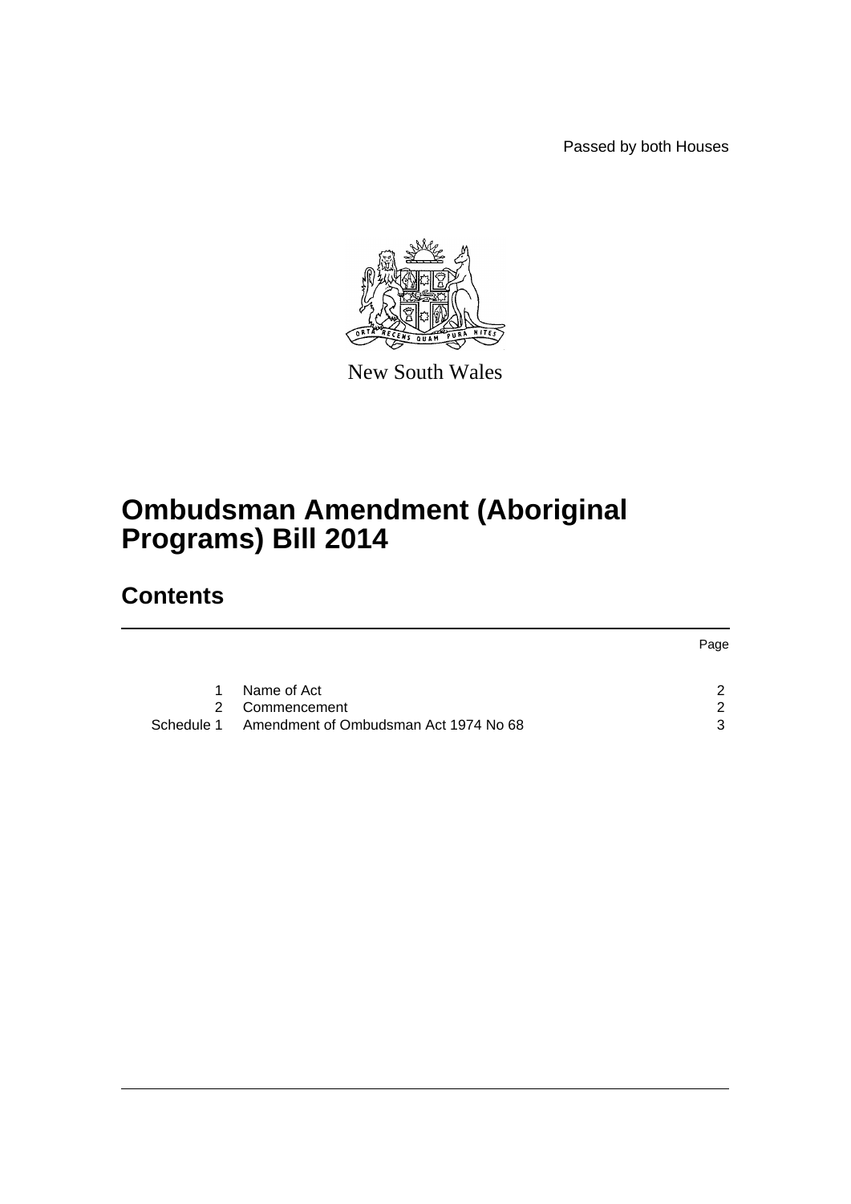Passed by both Houses

New South Wales

# Ombudsman Amendment (Aboriginal Programs) Bill 2014

## Contents

| | | Page |
|---|---|---|
| 1 | Name of Act | 2 |
| 2 | Commencement | 2 |
| Schedule 1 | Amendment of Ombudsman Act 1974 No 68 | 3 |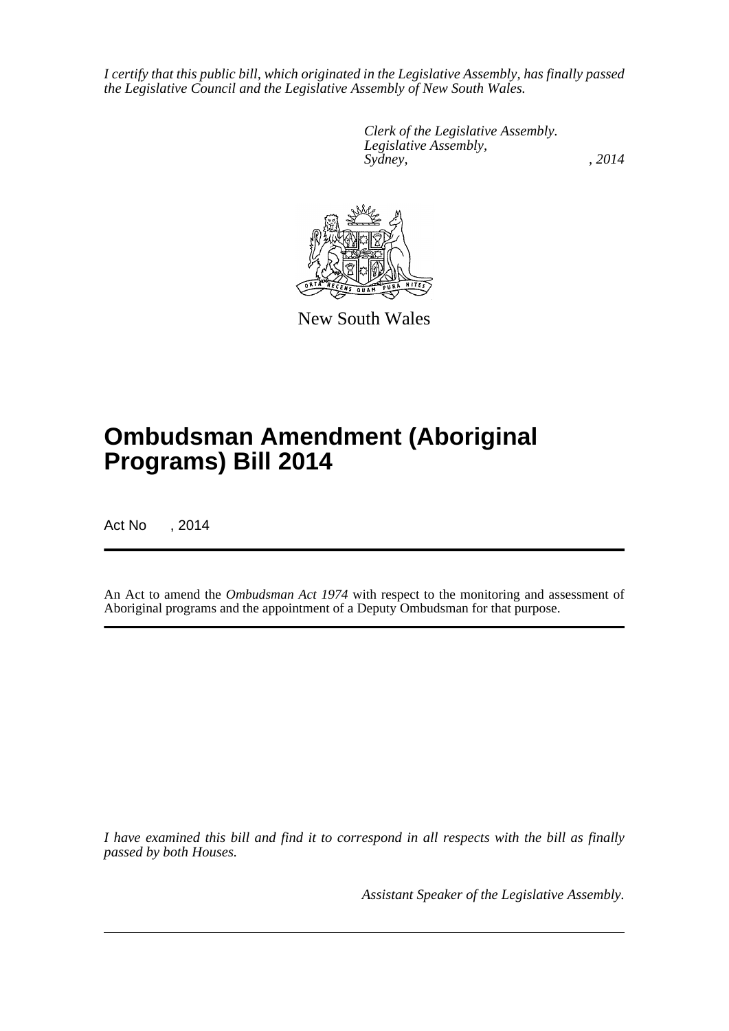*I certify that this public bill, which originated in the Legislative Assembly, has finally passed the Legislative Council and the Legislative Assembly of New South Wales.*

*Clerk of the Legislative Assembly.*
*Legislative Assembly,*
*Sydney, , 2014*

New South Wales

# Ombudsman Amendment (Aboriginal Programs) Bill 2014

Act No , 2014

An Act to amend the *Ombudsman Act 1974* with respect to the monitoring and assessment of Aboriginal programs and the appointment of a Deputy Ombudsman for that purpose.

*I have examined this bill and find it to correspond in all respects with the bill as finally passed by both Houses.*

*Assistant Speaker of the Legislative Assembly.*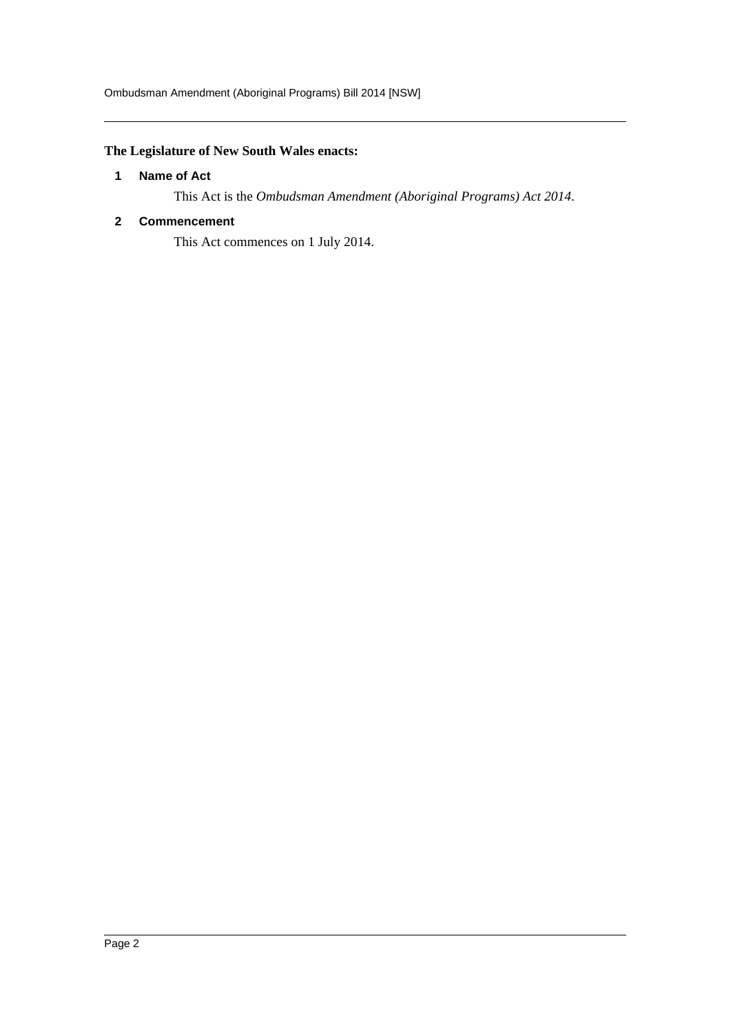**The Legislature of New South Wales enacts:**

## 1 Name of Act

This Act is the *Ombudsman Amendment (Aboriginal Programs) Act 2014*.

## 2 Commencement

This Act commences on 1 July 2014.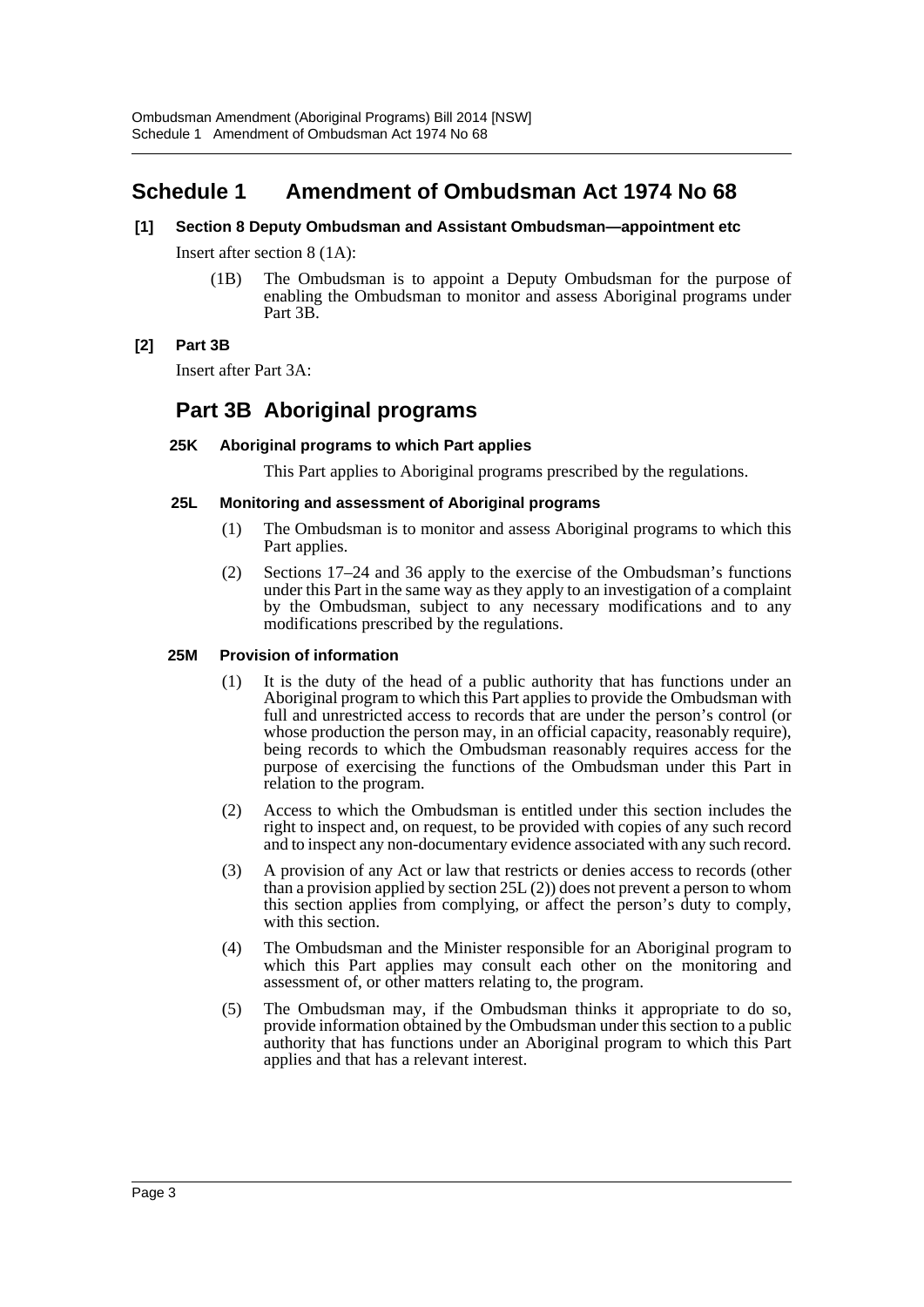# Schedule 1 Amendment of Ombudsman Act 1974 No 68

### [1] Section 8 Deputy Ombudsman and Assistant Ombudsman—appointment etc

Insert after section 8 (1A):

(1B) The Ombudsman is to appoint a Deputy Ombudsman for the purpose of enabling the Ombudsman to monitor and assess Aboriginal programs under Part 3B.

### [2] Part 3B

Insert after Part 3A:

## Part 3B Aboriginal programs

#### 25K Aboriginal programs to which Part applies

This Part applies to Aboriginal programs prescribed by the regulations.

#### 25L Monitoring and assessment of Aboriginal programs

(1) The Ombudsman is to monitor and assess Aboriginal programs to which this Part applies.

(2) Sections 17–24 and 36 apply to the exercise of the Ombudsman's functions under this Part in the same way as they apply to an investigation of a complaint by the Ombudsman, subject to any necessary modifications and to any modifications prescribed by the regulations.

#### 25M Provision of information

(1) It is the duty of the head of a public authority that has functions under an Aboriginal program to which this Part applies to provide the Ombudsman with full and unrestricted access to records that are under the person's control (or whose production the person may, in an official capacity, reasonably require), being records to which the Ombudsman reasonably requires access for the purpose of exercising the functions of the Ombudsman under this Part in relation to the program.

(2) Access to which the Ombudsman is entitled under this section includes the right to inspect and, on request, to be provided with copies of any such record and to inspect any non-documentary evidence associated with any such record.

(3) A provision of any Act or law that restricts or denies access to records (other than a provision applied by section 25L (2)) does not prevent a person to whom this section applies from complying, or affect the person's duty to comply, with this section.

(4) The Ombudsman and the Minister responsible for an Aboriginal program to which this Part applies may consult each other on the monitoring and assessment of, or other matters relating to, the program.

(5) The Ombudsman may, if the Ombudsman thinks it appropriate to do so, provide information obtained by the Ombudsman under this section to a public authority that has functions under an Aboriginal program to which this Part applies and that has a relevant interest.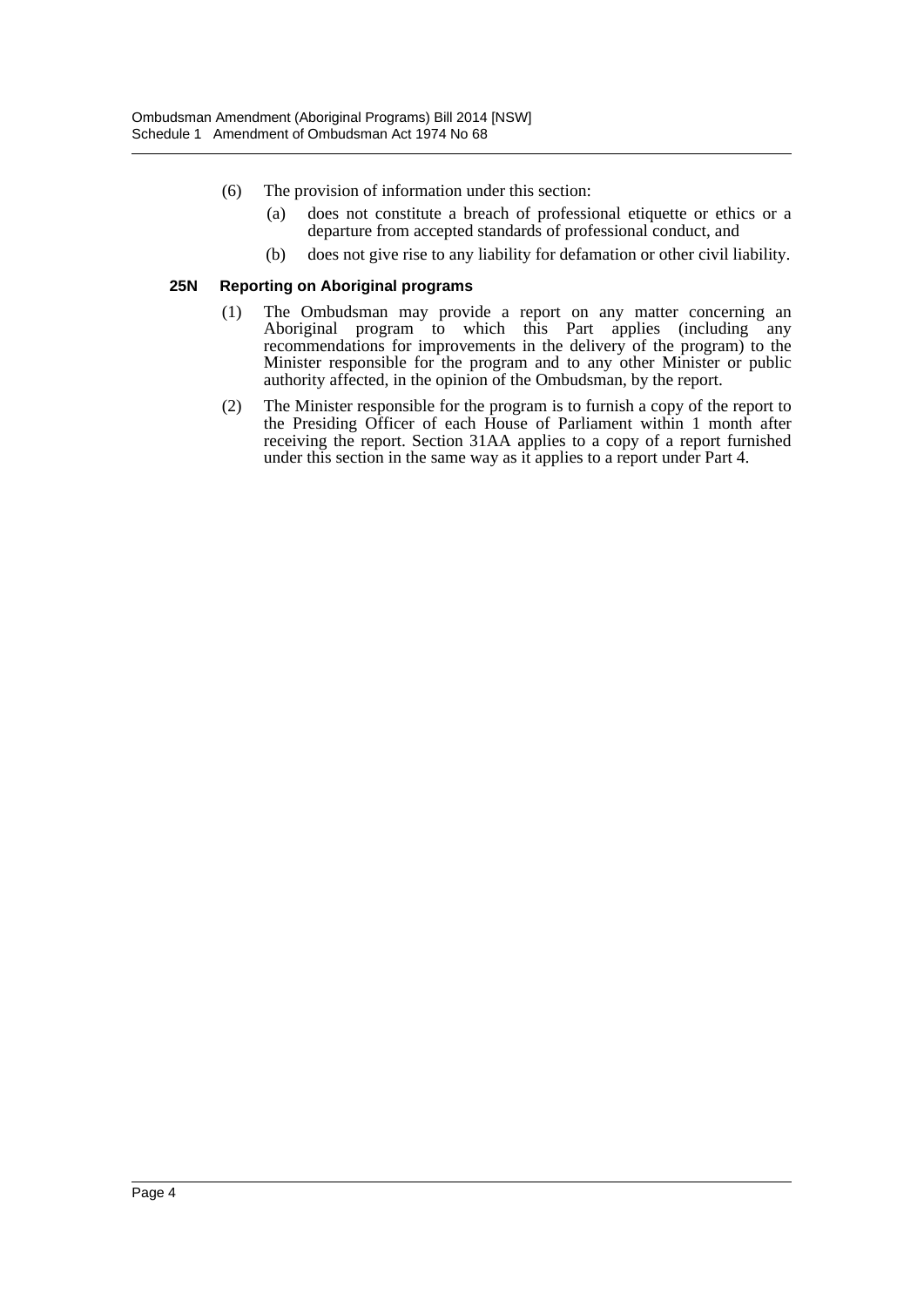(6) The provision of information under this section:

(a) does not constitute a breach of professional etiquette or ethics or a departure from accepted standards of professional conduct, and

(b) does not give rise to any liability for defamation or other civil liability.

**25N Reporting on Aboriginal programs**

(1) The Ombudsman may provide a report on any matter concerning an Aboriginal program to which this Part applies (including any recommendations for improvements in the delivery of the program) to the Minister responsible for the program and to any other Minister or public authority affected, in the opinion of the Ombudsman, by the report.

(2) The Minister responsible for the program is to furnish a copy of the report to the Presiding Officer of each House of Parliament within 1 month after receiving the report. Section 31AA applies to a copy of a report furnished under this section in the same way as it applies to a report under Part 4.